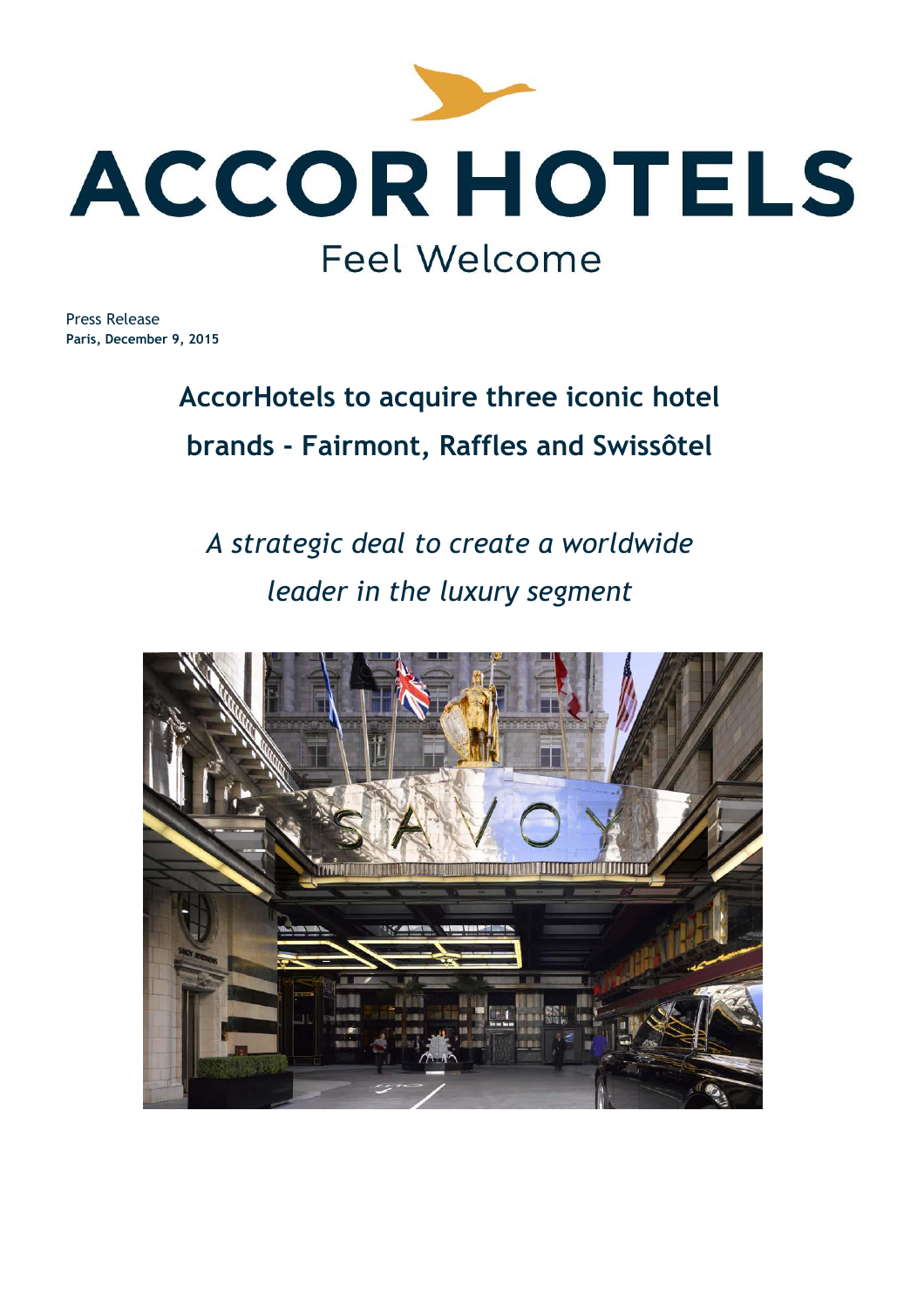ACCORHOTELS

Feel Welcome

Press Release
**Paris, December 9, 2015**

# AccorHotels to acquire three iconic hotel brands - Fairmont, Raffles and Swissôtel

*A strategic deal to create a worldwide leader in the luxury segment*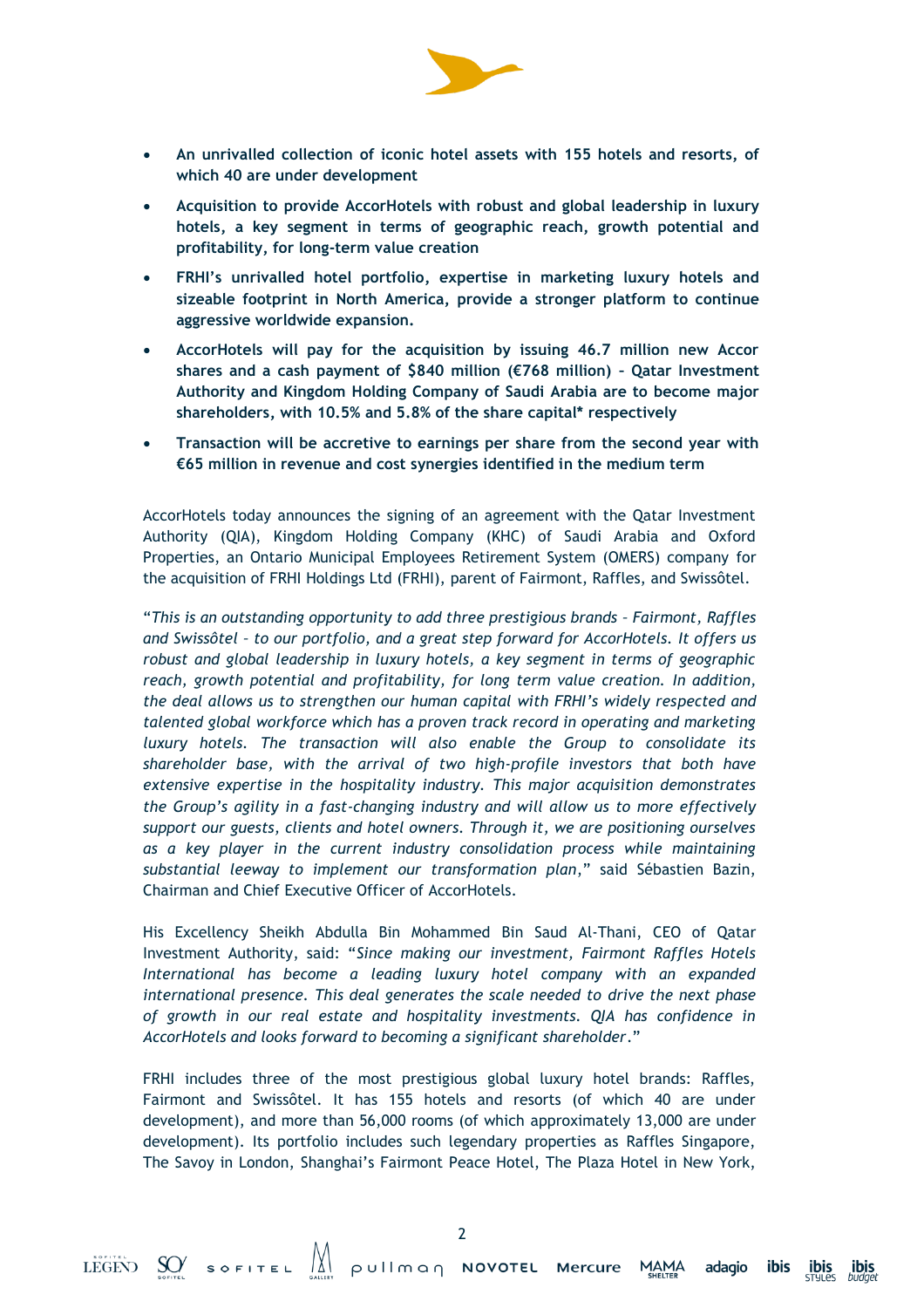- **An unrivalled collection of iconic hotel assets with 155 hotels and resorts, of which 40 are under development**
- **Acquisition to provide AccorHotels with robust and global leadership in luxury hotels, a key segment in terms of geographic reach, growth potential and profitability, for long-term value creation**
- **FRHI's unrivalled hotel portfolio, expertise in marketing luxury hotels and sizeable footprint in North America, provide a stronger platform to continue aggressive worldwide expansion.**
- **AccorHotels will pay for the acquisition by issuing 46.7 million new Accor shares and a cash payment of $840 million (€768 million) – Qatar Investment Authority and Kingdom Holding Company of Saudi Arabia are to become major shareholders, with 10.5% and 5.8% of the share capital* respectively**
- **Transaction will be accretive to earnings per share from the second year with €65 million in revenue and cost synergies identified in the medium term**

AccorHotels today announces the signing of an agreement with the Qatar Investment Authority (QIA), Kingdom Holding Company (KHC) of Saudi Arabia and Oxford Properties, an Ontario Municipal Employees Retirement System (OMERS) company for the acquisition of FRHI Holdings Ltd (FRHI), parent of Fairmont, Raffles, and Swissôtel.

"*This is an outstanding opportunity to add three prestigious brands – Fairmont, Raffles and Swissôtel – to our portfolio, and a great step forward for AccorHotels. It offers us robust and global leadership in luxury hotels, a key segment in terms of geographic reach, growth potential and profitability, for long term value creation. In addition, the deal allows us to strengthen our human capital with FRHI's widely respected and talented global workforce which has a proven track record in operating and marketing luxury hotels. The transaction will also enable the Group to consolidate its shareholder base, with the arrival of two high-profile investors that both have extensive expertise in the hospitality industry. This major acquisition demonstrates the Group's agility in a fast-changing industry and will allow us to more effectively support our guests, clients and hotel owners. Through it, we are positioning ourselves as a key player in the current industry consolidation process while maintaining substantial leeway to implement our transformation plan*," said Sébastien Bazin, Chairman and Chief Executive Officer of AccorHotels.

His Excellency Sheikh Abdulla Bin Mohammed Bin Saud Al-Thani, CEO of Qatar Investment Authority, said: "*Since making our investment, Fairmont Raffles Hotels International has become a leading luxury hotel company with an expanded international presence. This deal generates the scale needed to drive the next phase of growth in our real estate and hospitality investments. QIA has confidence in AccorHotels and looks forward to becoming a significant shareholder*."

FRHI includes three of the most prestigious global luxury hotel brands: Raffles, Fairmont and Swissôtel. It has 155 hotels and resorts (of which 40 are under development), and more than 56,000 rooms (of which approximately 13,000 are under development). Its portfolio includes such legendary properties as Raffles Singapore, The Savoy in London, Shanghai's Fairmont Peace Hotel, The Plaza Hotel in New York,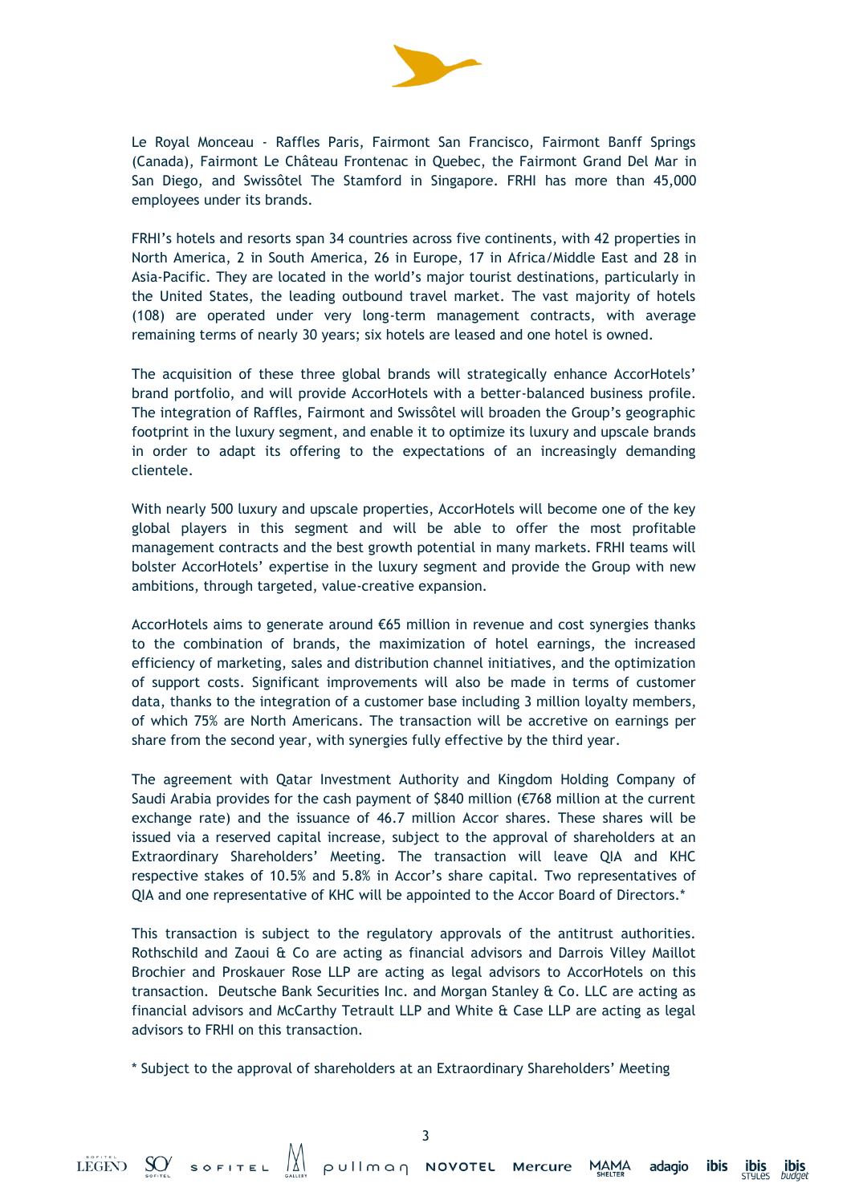Le Royal Monceau - Raffles Paris, Fairmont San Francisco, Fairmont Banff Springs (Canada), Fairmont Le Château Frontenac in Quebec, the Fairmont Grand Del Mar in San Diego, and Swissôtel The Stamford in Singapore. FRHI has more than 45,000 employees under its brands.

FRHI's hotels and resorts span 34 countries across five continents, with 42 properties in North America, 2 in South America, 26 in Europe, 17 in Africa/Middle East and 28 in Asia-Pacific. They are located in the world's major tourist destinations, particularly in the United States, the leading outbound travel market. The vast majority of hotels (108) are operated under very long-term management contracts, with average remaining terms of nearly 30 years; six hotels are leased and one hotel is owned.

The acquisition of these three global brands will strategically enhance AccorHotels' brand portfolio, and will provide AccorHotels with a better-balanced business profile. The integration of Raffles, Fairmont and Swissôtel will broaden the Group's geographic footprint in the luxury segment, and enable it to optimize its luxury and upscale brands in order to adapt its offering to the expectations of an increasingly demanding clientele.

With nearly 500 luxury and upscale properties, AccorHotels will become one of the key global players in this segment and will be able to offer the most profitable management contracts and the best growth potential in many markets. FRHI teams will bolster AccorHotels' expertise in the luxury segment and provide the Group with new ambitions, through targeted, value-creative expansion.

AccorHotels aims to generate around €65 million in revenue and cost synergies thanks to the combination of brands, the maximization of hotel earnings, the increased efficiency of marketing, sales and distribution channel initiatives, and the optimization of support costs. Significant improvements will also be made in terms of customer data, thanks to the integration of a customer base including 3 million loyalty members, of which 75% are North Americans. The transaction will be accretive on earnings per share from the second year, with synergies fully effective by the third year.

The agreement with Qatar Investment Authority and Kingdom Holding Company of Saudi Arabia provides for the cash payment of $840 million (€768 million at the current exchange rate) and the issuance of 46.7 million Accor shares. These shares will be issued via a reserved capital increase, subject to the approval of shareholders at an Extraordinary Shareholders' Meeting. The transaction will leave QIA and KHC respective stakes of 10.5% and 5.8% in Accor's share capital. Two representatives of QIA and one representative of KHC will be appointed to the Accor Board of Directors.*

This transaction is subject to the regulatory approvals of the antitrust authorities. Rothschild and Zaoui & Co are acting as financial advisors and Darrois Villey Maillot Brochier and Proskauer Rose LLP are acting as legal advisors to AccorHotels on this transaction. Deutsche Bank Securities Inc. and Morgan Stanley & Co. LLC are acting as financial advisors and McCarthy Tetrault LLP and White & Case LLP are acting as legal advisors to FRHI on this transaction.

* Subject to the approval of shareholders at an Extraordinary Shareholders' Meeting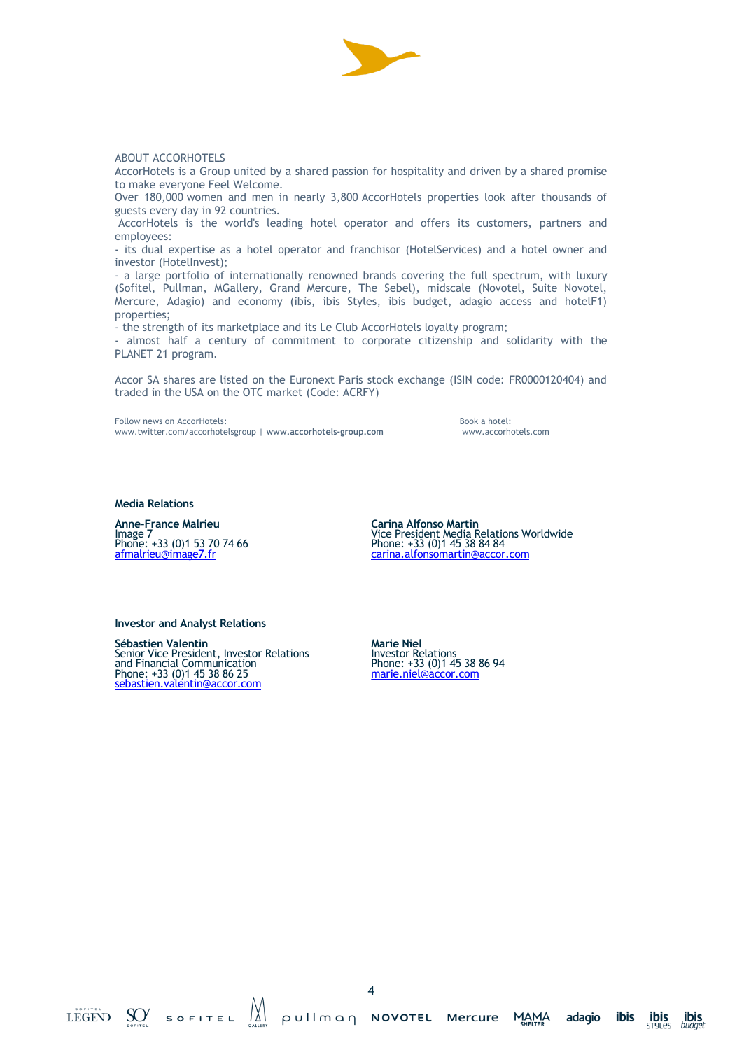ABOUT ACCORHOTELS

AccorHotels is a Group united by a shared passion for hospitality and driven by a shared promise to make everyone Feel Welcome.

Over 180,000 women and men in nearly 3,800 AccorHotels properties look after thousands of guests every day in 92 countries.

AccorHotels is the world's leading hotel operator and offers its customers, partners and employees:

- its dual expertise as a hotel operator and franchisor (HotelServices) and a hotel owner and investor (HotelInvest);
- a large portfolio of internationally renowned brands covering the full spectrum, with luxury (Sofitel, Pullman, MGallery, Grand Mercure, The Sebel), midscale (Novotel, Suite Novotel, Mercure, Adagio) and economy (ibis, ibis Styles, ibis budget, adagio access and hotelF1) properties;
- the strength of its marketplace and its Le Club AccorHotels loyalty program;
- almost half a century of commitment to corporate citizenship and solidarity with the PLANET 21 program.

Accor SA shares are listed on the Euronext Paris stock exchange (ISIN code: FR0000120404) and traded in the USA on the OTC market (Code: ACRFY)

Follow news on AccorHotels:
www.twitter.com/accorhotelsgroup | **www.accorhotels-group.com**

Book a hotel:
www.accorhotels.com

**Media Relations**

**Anne-France Malrieu**
Image 7
Phone: +33 (0)1 53 70 74 66
afmalrieu@image7.fr

**Carina Alfonso Martin**
Vice President Media Relations Worldwide
Phone: +33 (0)1 45 38 84 84
carina.alfonsomartin@accor.com

**Investor and Analyst Relations**

**Sébastien Valentin**
Senior Vice President, Investor Relations and Financial Communication
Phone: +33 (0)1 45 38 86 25
sebastien.valentin@accor.com

**Marie Niel**
Investor Relations
Phone: +33 (0)1 45 38 86 94
marie.niel@accor.com